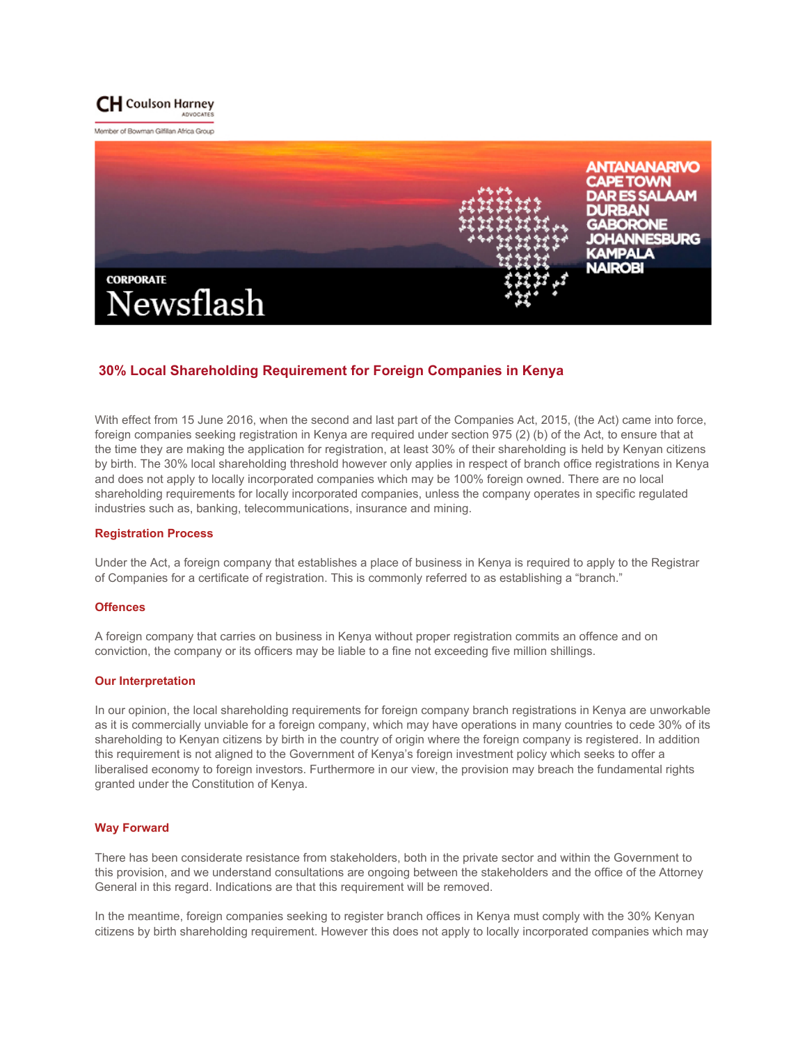Coulson Harney ADVOCATES

Member of Bowman Gilfillan Africa Group

ANTANANARIVO
CAPE TOWN
DAR ES SALAAM
DURBAN
GABORONE
JOHANNESBURG
KAMPALA
NAIROBI

CORPORATE

# Newsflash

## 30% Local Shareholding Requirement for Foreign Companies in Kenya

With effect from 15 June 2016, when the second and last part of the Companies Act, 2015, (the Act) came into force, foreign companies seeking registration in Kenya are required under section 975 (2) (b) of the Act, to ensure that at the time they are making the application for registration, at least 30% of their shareholding is held by Kenyan citizens by birth. The 30% local shareholding threshold however only applies in respect of branch office registrations in Kenya and does not apply to locally incorporated companies which may be 100% foreign owned. There are no local shareholding requirements for locally incorporated companies, unless the company operates in specific regulated industries such as, banking, telecommunications, insurance and mining.

### Registration Process

Under the Act, a foreign company that establishes a place of business in Kenya is required to apply to the Registrar of Companies for a certificate of registration. This is commonly referred to as establishing a "branch."

### Offences

A foreign company that carries on business in Kenya without proper registration commits an offence and on conviction, the company or its officers may be liable to a fine not exceeding five million shillings.

### Our Interpretation

In our opinion, the local shareholding requirements for foreign company branch registrations in Kenya are unworkable as it is commercially unviable for a foreign company, which may have operations in many countries to cede 30% of its shareholding to Kenyan citizens by birth in the country of origin where the foreign company is registered. In addition this requirement is not aligned to the Government of Kenya's foreign investment policy which seeks to offer a liberalised economy to foreign investors. Furthermore in our view, the provision may breach the fundamental rights granted under the Constitution of Kenya.

### Way Forward

There has been considerate resistance from stakeholders, both in the private sector and within the Government to this provision, and we understand consultations are ongoing between the stakeholders and the office of the Attorney General in this regard. Indications are that this requirement will be removed.

In the meantime, foreign companies seeking to register branch offices in Kenya must comply with the 30% Kenyan citizens by birth shareholding requirement. However this does not apply to locally incorporated companies which may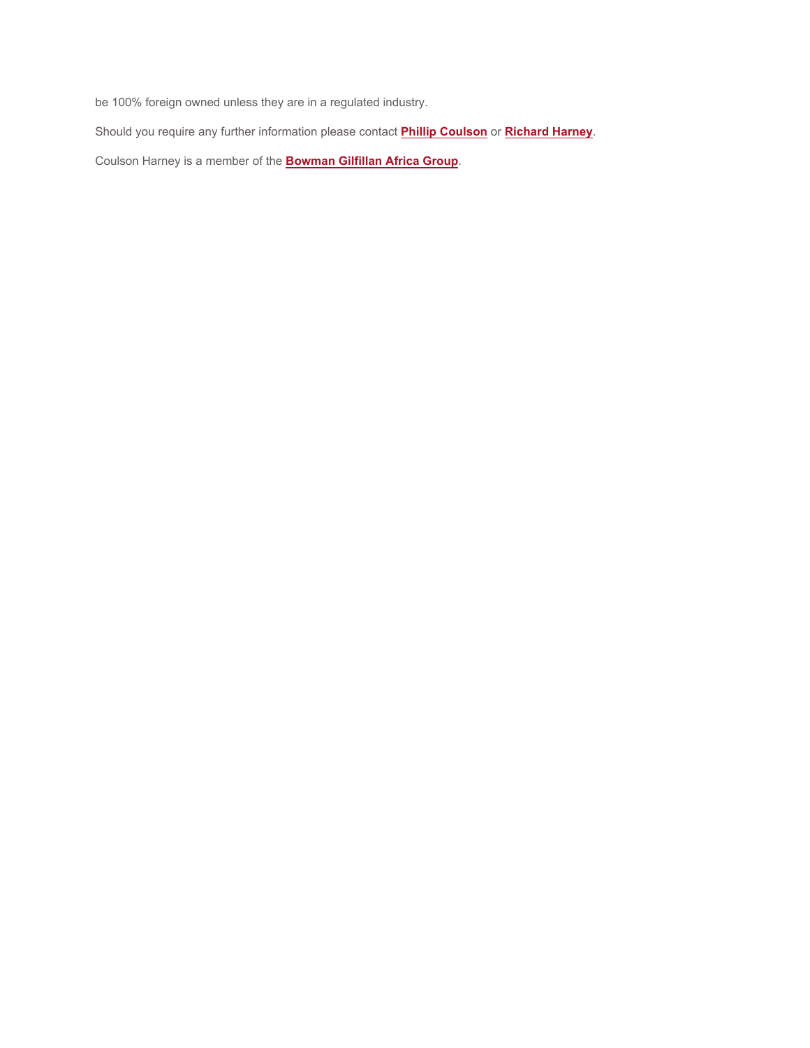be 100% foreign owned unless they are in a regulated industry.

Should you require any further information please contact **Phillip Coulson** or **Richard Harney**.

Coulson Harney is a member of the **Bowman Gilfillan Africa Group**.